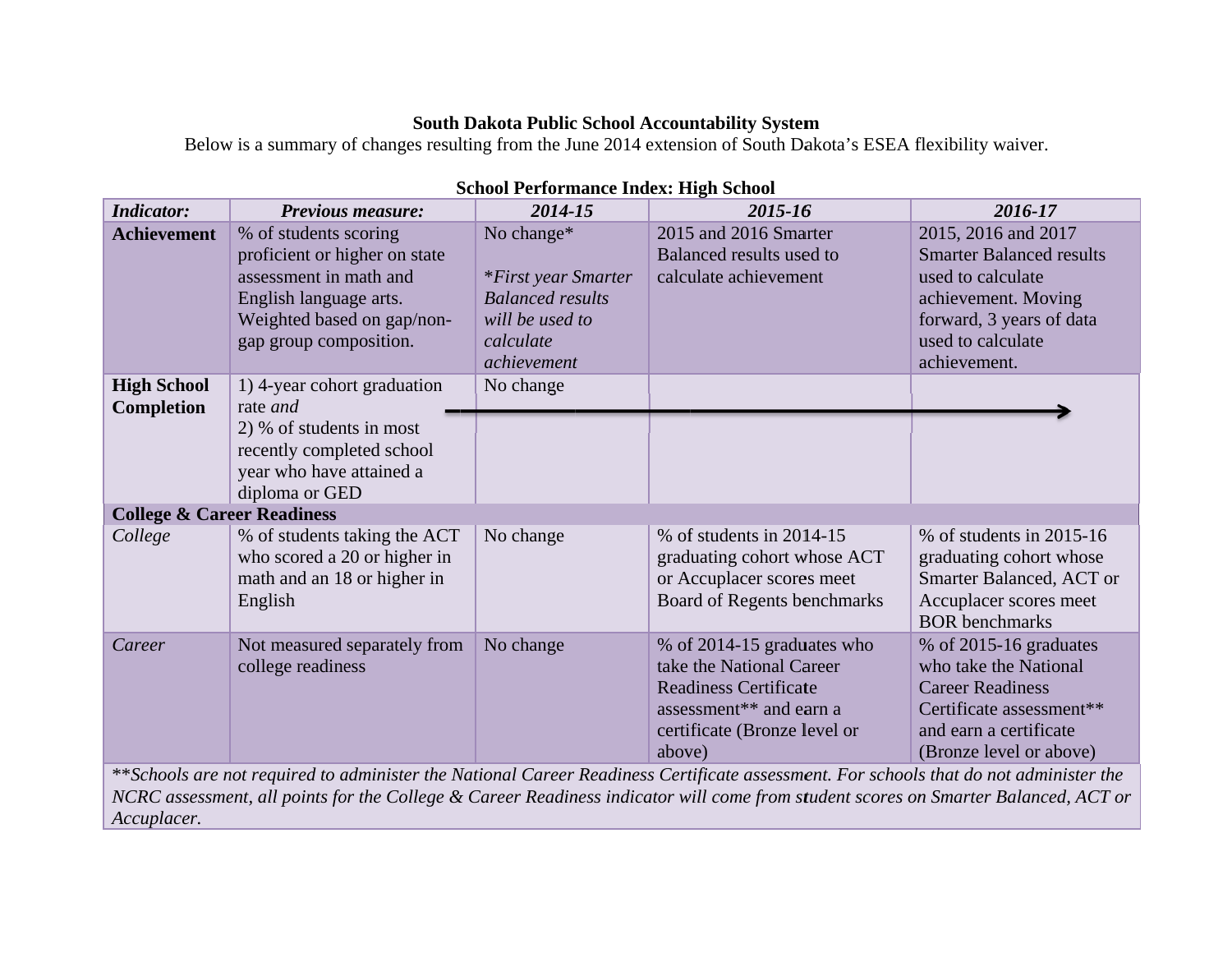**South Dakota Public School Accountability System**

Below is a summary of changes resulting from the June 2014 extension of South Dakota's ESEA flexibility waiver.

**School Performance Index: High School**

| *Indicator:* | *Previous measure:* | *2014-15* | *2015-16* | *2016-17* |
|---|---|---|---|---|
| **Achievement** | % of students scoring proficient or higher on state assessment in math and English language arts. Weighted based on gap/non-gap group composition. | No change*<br><br>**First year Smarter Balanced results will be used to calculate achievement* | 2015 and 2016 Smarter Balanced results used to calculate achievement | 2015, 2016 and 2017 Smarter Balanced results used to calculate achievement. Moving forward, 3 years of data used to calculate achievement. |
| **High School Completion** | 1) 4-year cohort graduation rate *and*<br>2) % of students in most recently completed school year who have attained a diploma or GED | No change → | → | → |
| **College & Career Readiness** | | | | |
| *College* | % of students taking the ACT who scored a 20 or higher in math and an 18 or higher in English | No change | % of students in 2014-15 graduating cohort whose ACT or Accuplacer scores meet Board of Regents benchmarks | % of students in 2015-16 graduating cohort whose Smarter Balanced, ACT or Accuplacer scores meet BOR benchmarks |
| *Career* | Not measured separately from college readiness | No change | % of 2014-15 graduates who take the National Career Readiness Certificate assessment** and earn a certificate (Bronze level or above) | % of 2015-16 graduates who take the National Career Readiness Certificate assessment** and earn a certificate (Bronze level or above) |

**\*\*Schools are not required to administer the National Career Readiness Certificate assessment. For schools that do not administer the NCRC assessment, all points for the College & Career Readiness indicator will come from student scores on Smarter Balanced, ACT or Accuplacer.*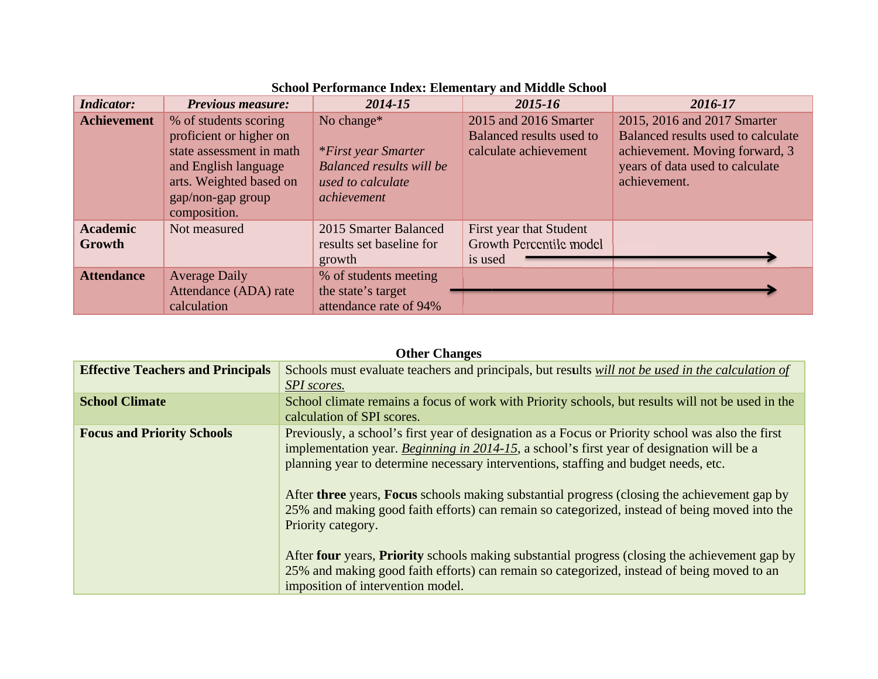**School Performance Index: Elementary and Middle School**

| *Indicator:* | *Previous measure:* | *2014-15* | *2015-16* | *2016-17* |
|---|---|---|---|---|
| **Achievement** | % of students scoring proficient or higher on state assessment in math and English language arts. Weighted based on gap/non-gap group composition. | No change*<br><br>**First year Smarter Balanced results will be used to calculate achievement* | 2015 and 2016 Smarter Balanced results used to calculate achievement | 2015, 2016 and 2017 Smarter Balanced results used to calculate achievement. Moving forward, 3 years of data used to calculate achievement. |
| **Academic Growth** | Not measured | 2015 Smarter Balanced results set baseline for growth | First year that Student Growth Percentile model is used → | → |
| **Attendance** | Average Daily Attendance (ADA) rate calculation | % of students meeting the state's target attendance rate of 94% → | → | → |

**Other Changes**

| | |
|---|---|
| **Effective Teachers and Principals** | Schools must evaluate teachers and principals, but results <u>*will not be used in the calculation of SPI scores.*</u> |
| **School Climate** | School climate remains a focus of work with Priority schools, but results will not be used in the calculation of SPI scores. |
| **Focus and Priority Schools** | Previously, a school's first year of designation as a Focus or Priority school was also the first implementation year. <u>*Beginning in 2014-15*</u>, a school's first year of designation will be a planning year to determine necessary interventions, staffing and budget needs, etc.<br><br>After **three** years, **Focus** schools making substantial progress (closing the achievement gap by 25% and making good faith efforts) can remain so categorized, instead of being moved into the Priority category.<br><br>After **four** years, **Priority** schools making substantial progress (closing the achievement gap by 25% and making good faith efforts) can remain so categorized, instead of being moved to an imposition of intervention model. |